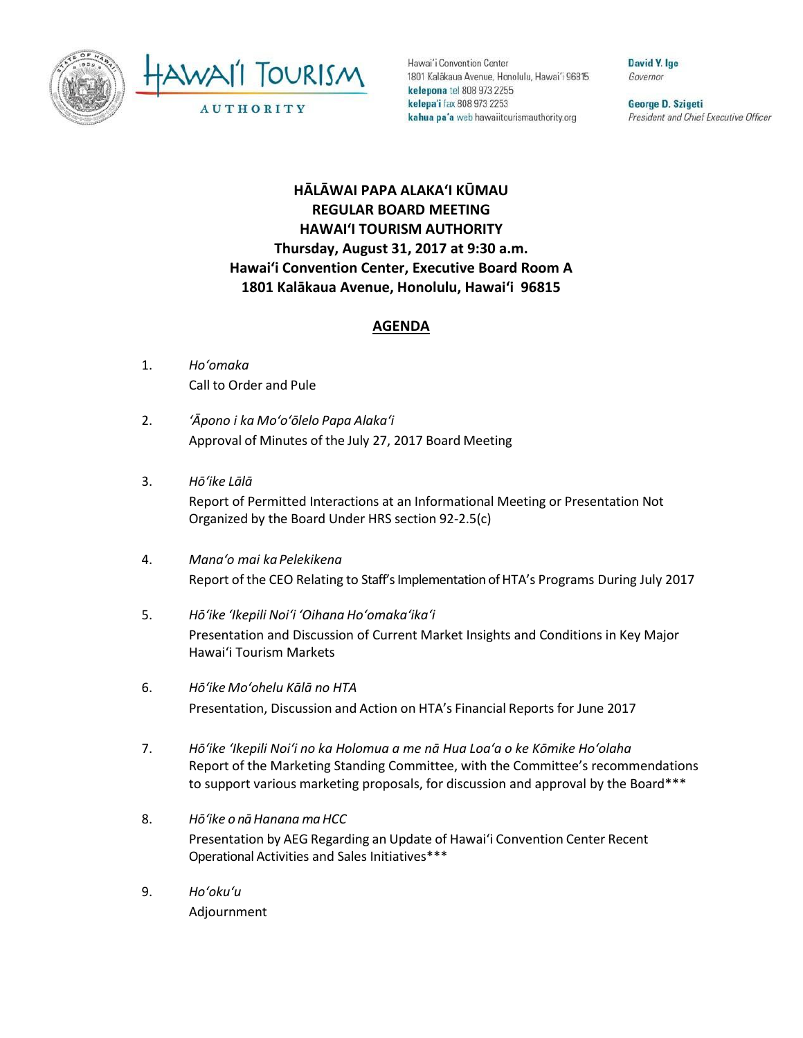Hawai'i Convention Center
1801 Kalākaua Avenue, Honolulu, Hawai'i 96815
**kelepona** tel 808 973 2255
**kelepa'i** fax 808 973 2253
**kahua pa'a** web hawaiitourismauthority.org

**David Y. Ige**
*Governor*

**George D. Szigeti**
*President and Chief Executive Officer*

**HĀLĀWAI PAPA ALAKAʻI KŪMAU**
**REGULAR BOARD MEETING**
**HAWAIʻI TOURISM AUTHORITY**
**Thursday, August 31, 2017 at 9:30 a.m.**
**Hawaiʻi Convention Center, Executive Board Room A**
**1801 Kalākaua Avenue, Honolulu, Hawaiʻi 96815**

## AGENDA

1. *Hoʻomaka*
   Call to Order and Pule

2. *ʻĀpono i ka Moʻoʻōlelo Papa Alakaʻi*
   Approval of Minutes of the July 27, 2017 Board Meeting

3. *Hōʻike Lālā*
   Report of Permitted Interactions at an Informational Meeting or Presentation Not Organized by the Board Under HRS section 92-2.5(c)

4. *Manaʻo mai ka Pelekikena*
   Report of the CEO Relating to Staff's Implementation of HTA's Programs During July 2017

5. *Hōʻike ʻIkepili Noiʻi ʻOihana Hoʻomakaʻikaʻi*
   Presentation and Discussion of Current Market Insights and Conditions in Key Major Hawaiʻi Tourism Markets

6. *Hōʻike Moʻohelu Kālā no HTA*
   Presentation, Discussion and Action on HTA's Financial Reports for June 2017

7. *Hōʻike ʻIkepili Noiʻi no ka Holomua a me nā Hua Loaʻa o ke Kōmike Hoʻolaha*
   Report of the Marketing Standing Committee, with the Committee's recommendations to support various marketing proposals, for discussion and approval by the Board***

8. *Hōʻike o nā Hanana ma HCC*
   Presentation by AEG Regarding an Update of Hawaiʻi Convention Center Recent Operational Activities and Sales Initiatives***

9. *Hoʻokuʻu*
   Adjournment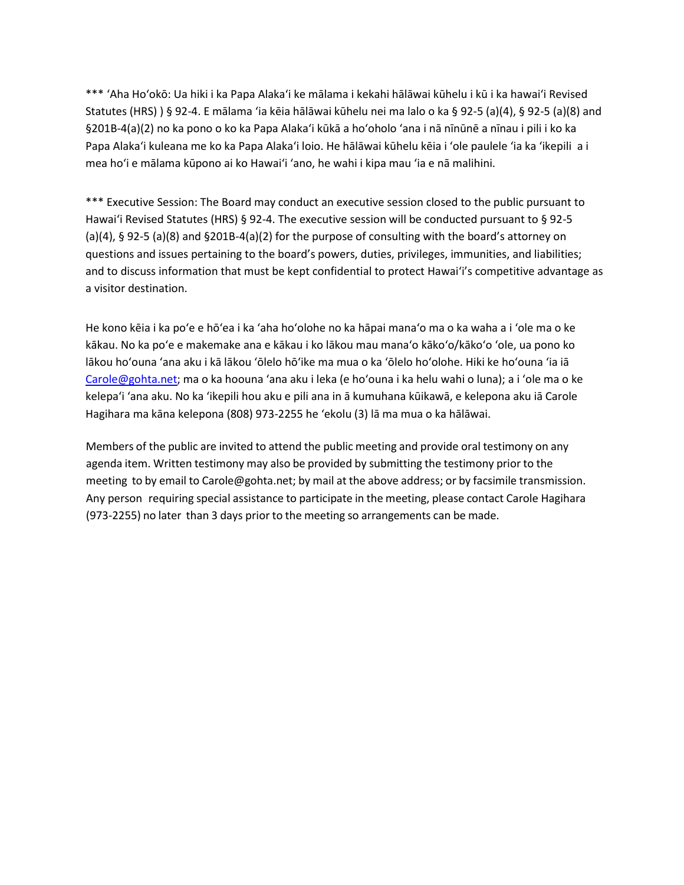*** ʻAha Hoʻokō: Ua hiki i ka Papa Alakaʻi ke mālama i kekahi hālāwai kūhelu i kū i ka hawaiʻi Revised Statutes (HRS) ) § 92-4. E mālama ʻia kēia hālāwai kūhelu nei ma lalo o ka § 92-5 (a)(4), § 92-5 (a)(8) and §201B-4(a)(2) no ka pono o ko ka Papa Alakaʻi kūkā a hoʻoholo ʻana i nā nīnūnē a nīnau i pili i ko ka Papa Alakaʻi kuleana me ko ka Papa Alakaʻi loio. He hālāwai kūhelu kēia i ʻole paulele ʻia ka ʻikepili a i mea hoʻi e mālama kūpono ai ko Hawaiʻi ʻano, he wahi i kipa mau ʻia e nā malihini.

*** Executive Session: The Board may conduct an executive session closed to the public pursuant to Hawaiʻi Revised Statutes (HRS) § 92-4. The executive session will be conducted pursuant to § 92-5 (a)(4), § 92-5 (a)(8) and §201B-4(a)(2) for the purpose of consulting with the board's attorney on questions and issues pertaining to the board's powers, duties, privileges, immunities, and liabilities; and to discuss information that must be kept confidential to protect Hawaiʻi's competitive advantage as a visitor destination.

He kono kēia i ka poʻe e hōʻea i ka ʻaha hoʻolohe no ka hāpai manaʻo ma o ka waha a i ʻole ma o ke kākau. No ka poʻe e makemake ana e kākau i ko lākou mau manaʻo kākoʻo/kākoʻo ʻole, ua pono ko lākou hoʻouna ʻana aku i kā lākou ʻōlelo hōʻike ma mua o ka ʻōlelo hoʻolohe. Hiki ke hoʻouna ʻia iā Carole@gohta.net; ma o ka hoouna ʻana aku i leka (e hoʻouna i ka helu wahi o luna); a i ʻole ma o ke kelepaʻi ʻana aku. No ka ʻikepili hou aku e pili ana in ā kumuhana kūikawā, e kelepona aku iā Carole Hagihara ma kāna kelepona (808) 973-2255 he ʻekolu (3) lā ma mua o ka hālāwai.

Members of the public are invited to attend the public meeting and provide oral testimony on any agenda item. Written testimony may also be provided by submitting the testimony prior to the meeting to by email to Carole@gohta.net; by mail at the above address; or by facsimile transmission. Any person requiring special assistance to participate in the meeting, please contact Carole Hagihara (973-2255) no later than 3 days prior to the meeting so arrangements can be made.